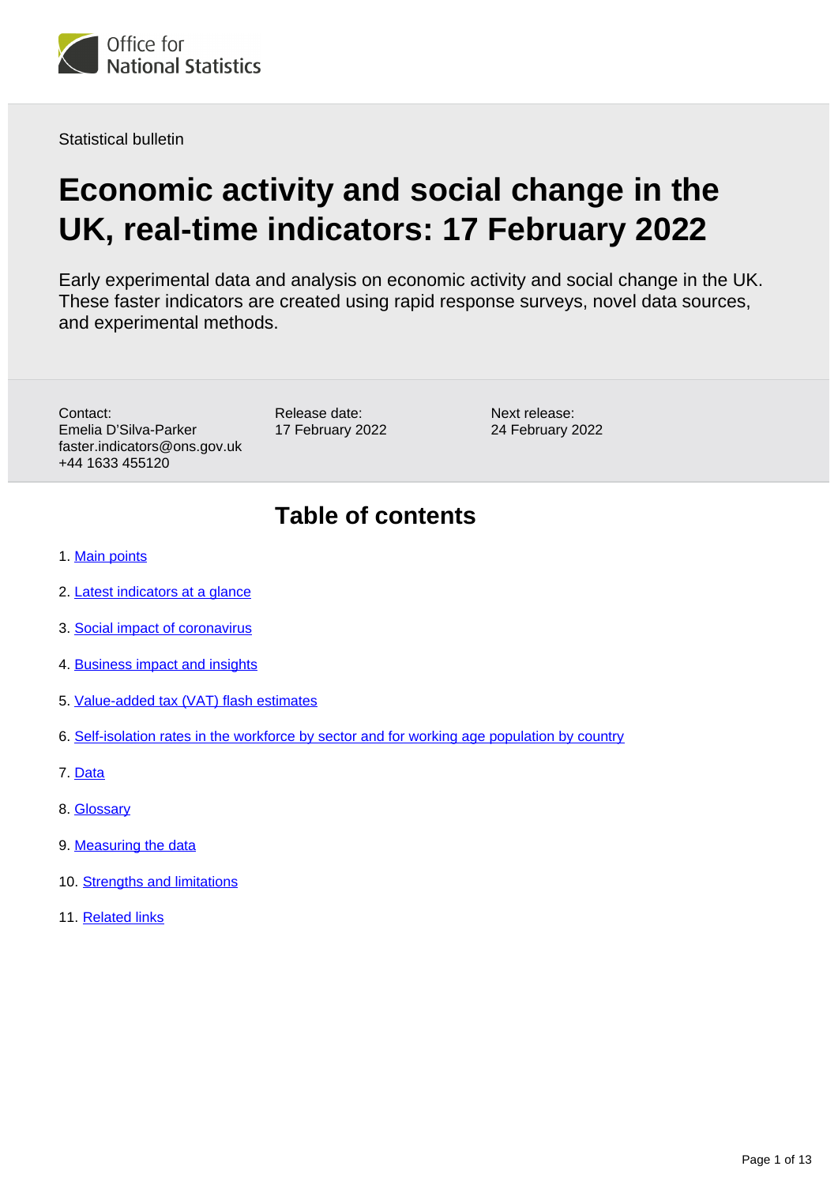Office for National Statistics

Statistical bulletin

# Economic activity and social change in the UK, real-time indicators: 17 February 2022

Early experimental data and analysis on economic activity and social change in the UK. These faster indicators are created using rapid response surveys, novel data sources, and experimental methods.

Contact:
Emelia D'Silva-Parker
faster.indicators@ons.gov.uk
+44 1633 455120

Release date:
17 February 2022

Next release:
24 February 2022

## Table of contents

1. Main points
2. Latest indicators at a glance
3. Social impact of coronavirus
4. Business impact and insights
5. Value-added tax (VAT) flash estimates
6. Self-isolation rates in the workforce by sector and for working age population by country
7. Data
8. Glossary
9. Measuring the data
10. Strengths and limitations
11. Related links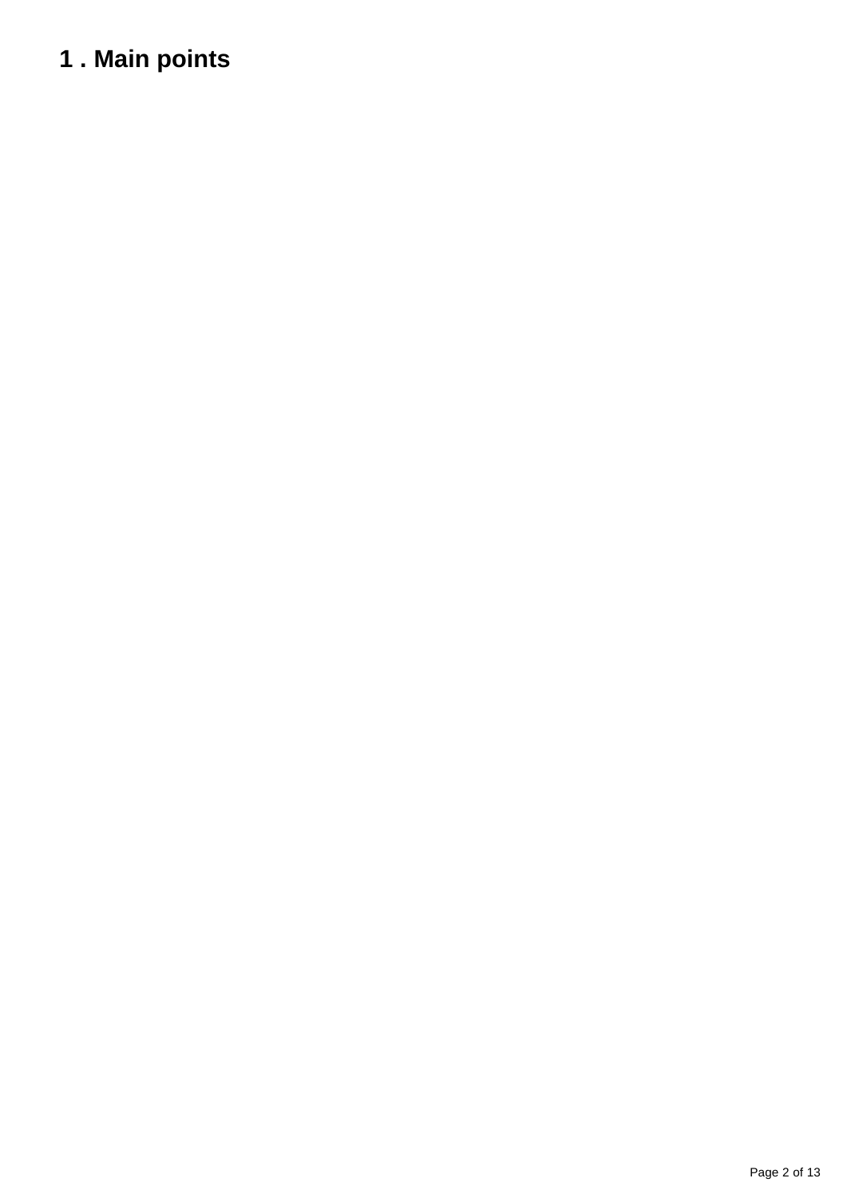# 1 . Main points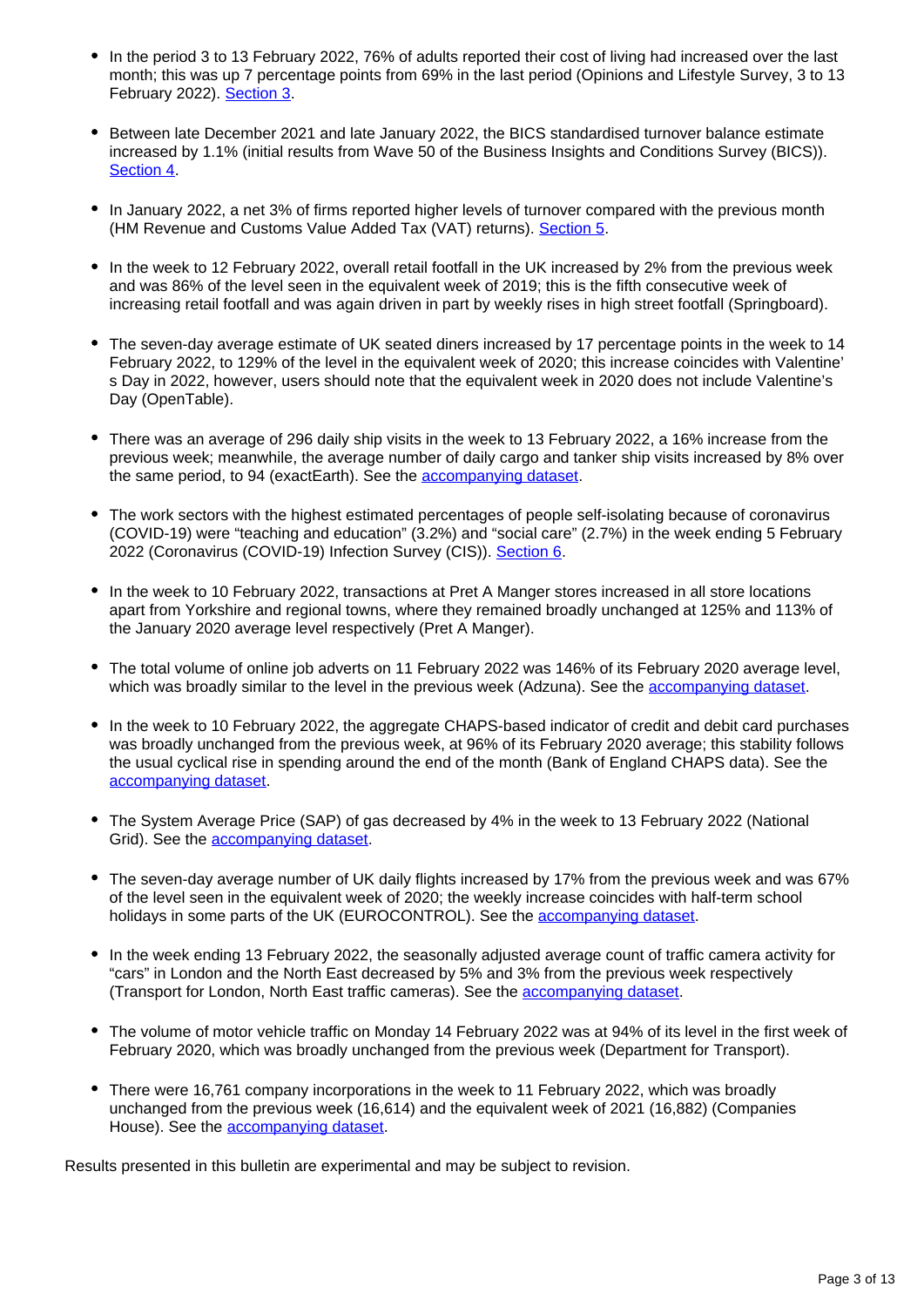- In the period 3 to 13 February 2022, 76% of adults reported their cost of living had increased over the last month; this was up 7 percentage points from 69% in the last period (Opinions and Lifestyle Survey, 3 to 13 February 2022). [Section 3](#).

- Between late December 2021 and late January 2022, the BICS standardised turnover balance estimate increased by 1.1% (initial results from Wave 50 of the Business Insights and Conditions Survey (BICS)). [Section 4](#).

- In January 2022, a net 3% of firms reported higher levels of turnover compared with the previous month (HM Revenue and Customs Value Added Tax (VAT) returns). [Section 5](#).

- In the week to 12 February 2022, overall retail footfall in the UK increased by 2% from the previous week and was 86% of the level seen in the equivalent week of 2019; this is the fifth consecutive week of increasing retail footfall and was again driven in part by weekly rises in high street footfall (Springboard).

- The seven-day average estimate of UK seated diners increased by 17 percentage points in the week to 14 February 2022, to 129% of the level in the equivalent week of 2020; this increase coincides with Valentine's Day in 2022, however, users should note that the equivalent week in 2020 does not include Valentine's Day (OpenTable).

- There was an average of 296 daily ship visits in the week to 13 February 2022, a 16% increase from the previous week; meanwhile, the average number of daily cargo and tanker ship visits increased by 8% over the same period, to 94 (exactEarth). See the [accompanying dataset](#).

- The work sectors with the highest estimated percentages of people self-isolating because of coronavirus (COVID-19) were "teaching and education" (3.2%) and "social care" (2.7%) in the week ending 5 February 2022 (Coronavirus (COVID-19) Infection Survey (CIS)). [Section 6](#).

- In the week to 10 February 2022, transactions at Pret A Manger stores increased in all store locations apart from Yorkshire and regional towns, where they remained broadly unchanged at 125% and 113% of the January 2020 average level respectively (Pret A Manger).

- The total volume of online job adverts on 11 February 2022 was 146% of its February 2020 average level, which was broadly similar to the level in the previous week (Adzuna). See the [accompanying dataset](#).

- In the week to 10 February 2022, the aggregate CHAPS-based indicator of credit and debit card purchases was broadly unchanged from the previous week, at 96% of its February 2020 average; this stability follows the usual cyclical rise in spending around the end of the month (Bank of England CHAPS data). See the [accompanying dataset](#).

- The System Average Price (SAP) of gas decreased by 4% in the week to 13 February 2022 (National Grid). See the [accompanying dataset](#).

- The seven-day average number of UK daily flights increased by 17% from the previous week and was 67% of the level seen in the equivalent week of 2020; the weekly increase coincides with half-term school holidays in some parts of the UK (EUROCONTROL). See the [accompanying dataset](#).

- In the week ending 13 February 2022, the seasonally adjusted average count of traffic camera activity for "cars" in London and the North East decreased by 5% and 3% from the previous week respectively (Transport for London, North East traffic cameras). See the [accompanying dataset](#).

- The volume of motor vehicle traffic on Monday 14 February 2022 was at 94% of its level in the first week of February 2020, which was broadly unchanged from the previous week (Department for Transport).

- There were 16,761 company incorporations in the week to 11 February 2022, which was broadly unchanged from the previous week (16,614) and the equivalent week of 2021 (16,882) (Companies House). See the [accompanying dataset](#).

Results presented in this bulletin are experimental and may be subject to revision.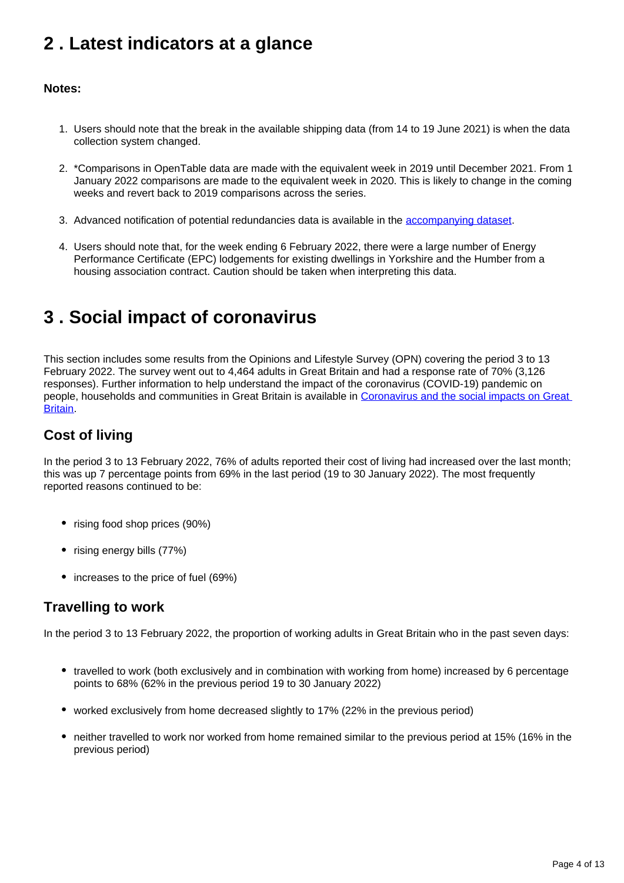## 2 . Latest indicators at a glance

**Notes:**

1. Users should note that the break in the available shipping data (from 14 to 19 June 2021) is when the data collection system changed.
2. *Comparisons in OpenTable data are made with the equivalent week in 2019 until December 2021. From 1 January 2022 comparisons are made to the equivalent week in 2020. This is likely to change in the coming weeks and revert back to 2019 comparisons across the series.
3. Advanced notification of potential redundancies data is available in the [accompanying dataset](#).
4. Users should note that, for the week ending 6 February 2022, there were a large number of Energy Performance Certificate (EPC) lodgements for existing dwellings in Yorkshire and the Humber from a housing association contract. Caution should be taken when interpreting this data.

## 3 . Social impact of coronavirus

This section includes some results from the Opinions and Lifestyle Survey (OPN) covering the period 3 to 13 February 2022. The survey went out to 4,464 adults in Great Britain and had a response rate of 70% (3,126 responses). Further information to help understand the impact of the coronavirus (COVID-19) pandemic on people, households and communities in Great Britain is available in [Coronavirus and the social impacts on Great Britain](#).

### Cost of living

In the period 3 to 13 February 2022, 76% of adults reported their cost of living had increased over the last month; this was up 7 percentage points from 69% in the last period (19 to 30 January 2022). The most frequently reported reasons continued to be:

- rising food shop prices (90%)
- rising energy bills (77%)
- increases to the price of fuel (69%)

### Travelling to work

In the period 3 to 13 February 2022, the proportion of working adults in Great Britain who in the past seven days:

- travelled to work (both exclusively and in combination with working from home) increased by 6 percentage points to 68% (62% in the previous period 19 to 30 January 2022)
- worked exclusively from home decreased slightly to 17% (22% in the previous period)
- neither travelled to work nor worked from home remained similar to the previous period at 15% (16% in the previous period)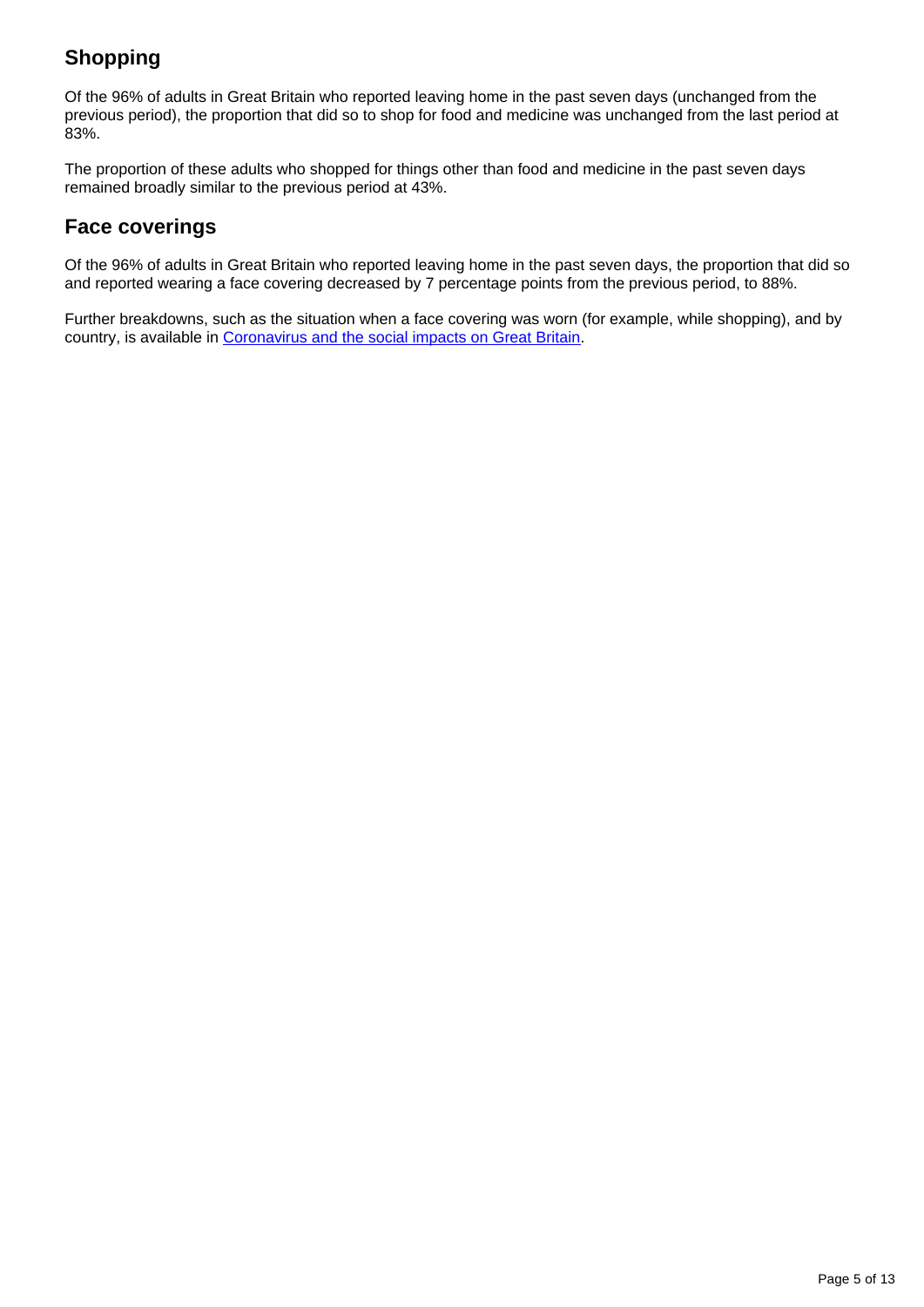## Shopping

Of the 96% of adults in Great Britain who reported leaving home in the past seven days (unchanged from the previous period), the proportion that did so to shop for food and medicine was unchanged from the last period at 83%.

The proportion of these adults who shopped for things other than food and medicine in the past seven days remained broadly similar to the previous period at 43%.

## Face coverings

Of the 96% of adults in Great Britain who reported leaving home in the past seven days, the proportion that did so and reported wearing a face covering decreased by 7 percentage points from the previous period, to 88%.

Further breakdowns, such as the situation when a face covering was worn (for example, while shopping), and by country, is available in Coronavirus and the social impacts on Great Britain.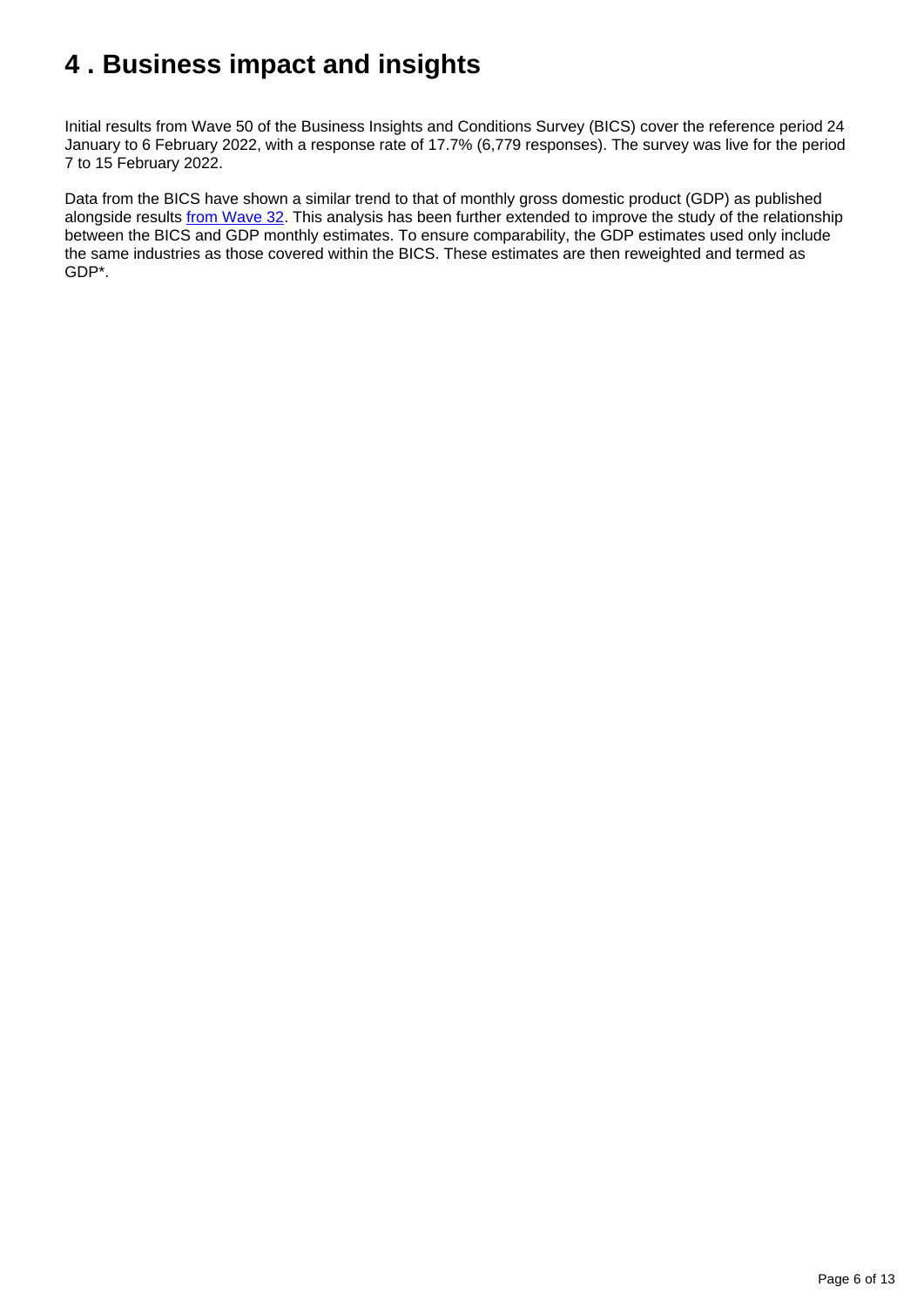## 4 . Business impact and insights

Initial results from Wave 50 of the Business Insights and Conditions Survey (BICS) cover the reference period 24 January to 6 February 2022, with a response rate of 17.7% (6,779 responses). The survey was live for the period 7 to 15 February 2022.

Data from the BICS have shown a similar trend to that of monthly gross domestic product (GDP) as published alongside results [from Wave 32](). This analysis has been further extended to improve the study of the relationship between the BICS and GDP monthly estimates. To ensure comparability, the GDP estimates used only include the same industries as those covered within the BICS. These estimates are then reweighted and termed as GDP*.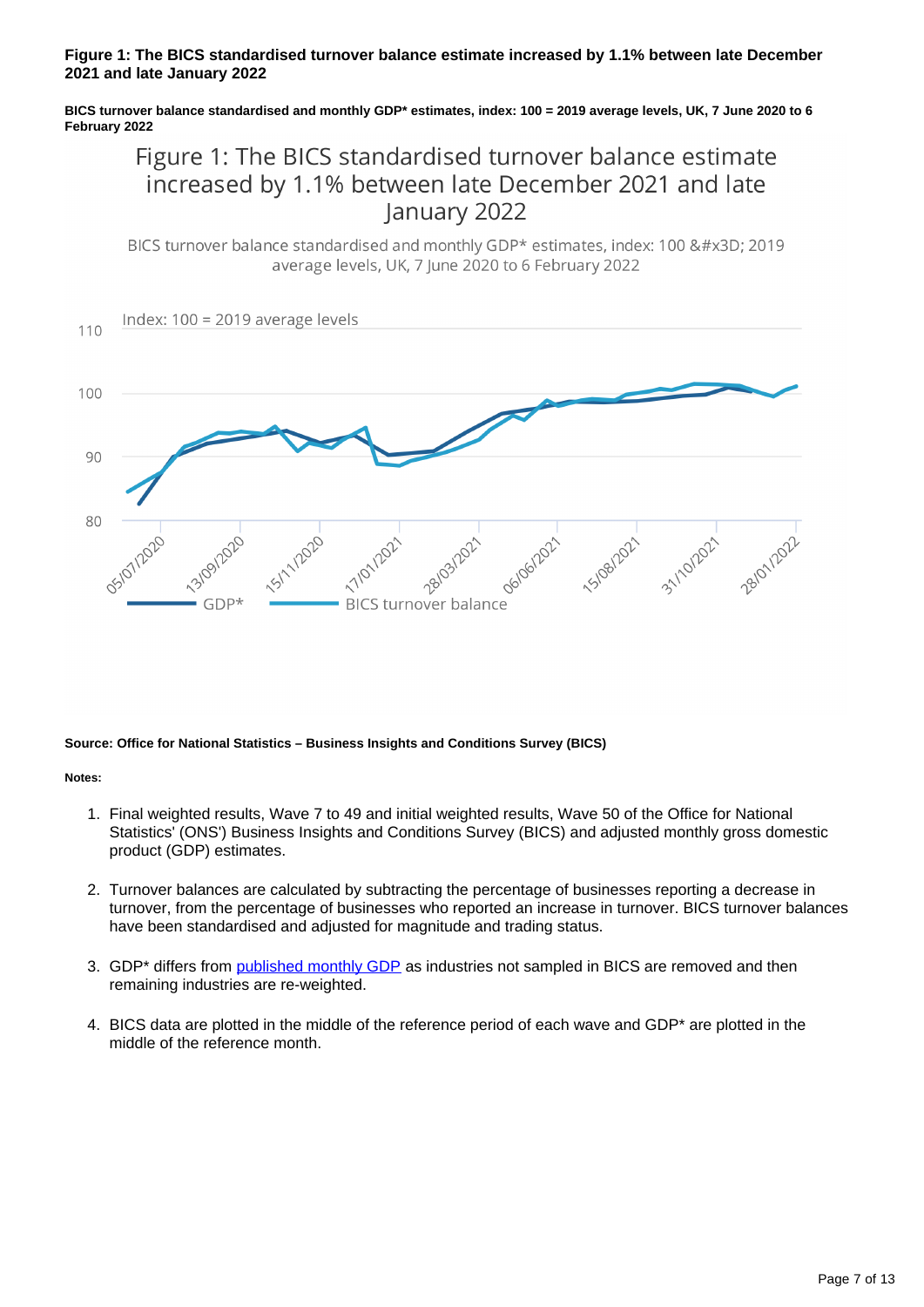**Figure 1: The BICS standardised turnover balance estimate increased by 1.1% between late December 2021 and late January 2022**

**BICS turnover balance standardised and monthly GDP* estimates, index: 100 = 2019 average levels, UK, 7 June 2020 to 6 February 2022**

**Source: Office for National Statistics – Business Insights and Conditions Survey (BICS)**

**Notes:**

1. Final weighted results, Wave 7 to 49 and initial weighted results, Wave 50 of the Office for National Statistics' (ONS') Business Insights and Conditions Survey (BICS) and adjusted monthly gross domestic product (GDP) estimates.

2. Turnover balances are calculated by subtracting the percentage of businesses reporting a decrease in turnover, from the percentage of businesses who reported an increase in turnover. BICS turnover balances have been standardised and adjusted for magnitude and trading status.

3. GDP* differs from published monthly GDP as industries not sampled in BICS are removed and then remaining industries are re-weighted.

4. BICS data are plotted in the middle of the reference period of each wave and GDP* are plotted in the middle of the reference month.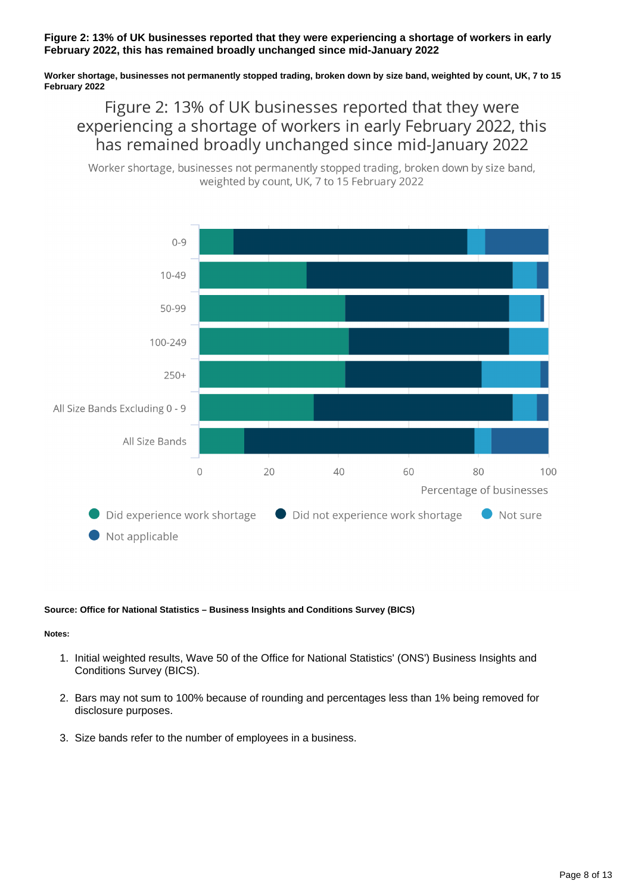**Figure 2: 13% of UK businesses reported that they were experiencing a shortage of workers in early February 2022, this has remained broadly unchanged since mid-January 2022**

**Worker shortage, businesses not permanently stopped trading, broken down by size band, weighted by count, UK, 7 to 15 February 2022**

Figure 2: 13% of UK businesses reported that they were experiencing a shortage of workers in early February 2022, this has remained broadly unchanged since mid-January 2022

Worker shortage, businesses not permanently stopped trading, broken down by size band, weighted by count, UK, 7 to 15 February 2022

**Source: Office for National Statistics – Business Insights and Conditions Survey (BICS)**

**Notes:**

1. Initial weighted results, Wave 50 of the Office for National Statistics' (ONS') Business Insights and Conditions Survey (BICS).
2. Bars may not sum to 100% because of rounding and percentages less than 1% being removed for disclosure purposes.
3. Size bands refer to the number of employees in a business.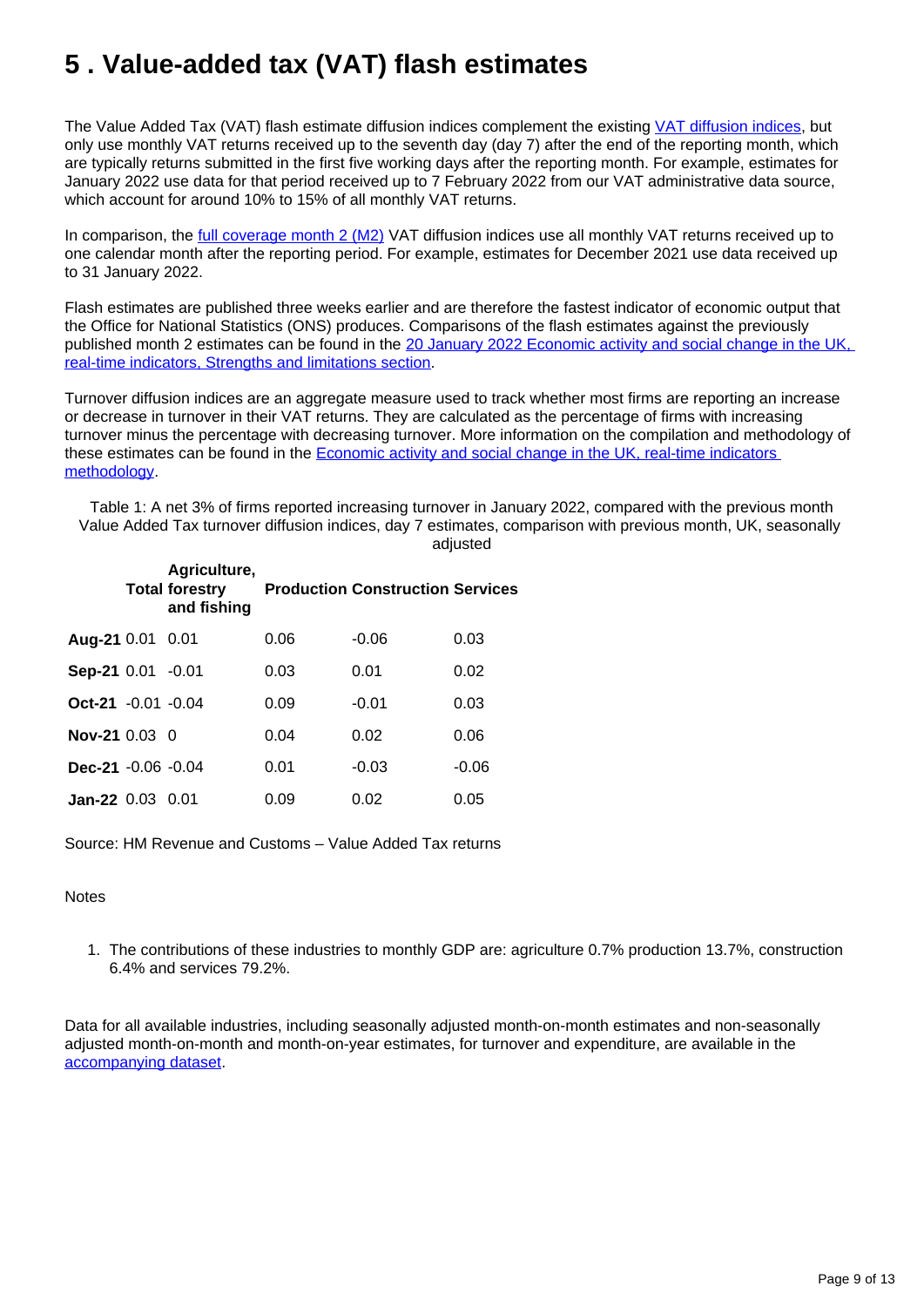# 5 . Value-added tax (VAT) flash estimates

The Value Added Tax (VAT) flash estimate diffusion indices complement the existing VAT diffusion indices, but only use monthly VAT returns received up to the seventh day (day 7) after the end of the reporting month, which are typically returns submitted in the first five working days after the reporting month. For example, estimates for January 2022 use data for that period received up to 7 February 2022 from our VAT administrative data source, which account for around 10% to 15% of all monthly VAT returns.

In comparison, the full coverage month 2 (M2) VAT diffusion indices use all monthly VAT returns received up to one calendar month after the reporting period. For example, estimates for December 2021 use data received up to 31 January 2022.

Flash estimates are published three weeks earlier and are therefore the fastest indicator of economic output that the Office for National Statistics (ONS) produces. Comparisons of the flash estimates against the previously published month 2 estimates can be found in the 20 January 2022 Economic activity and social change in the UK, real-time indicators, Strengths and limitations section.

Turnover diffusion indices are an aggregate measure used to track whether most firms are reporting an increase or decrease in turnover in their VAT returns. They are calculated as the percentage of firms with increasing turnover minus the percentage with decreasing turnover. More information on the compilation and methodology of these estimates can be found in the Economic activity and social change in the UK, real-time indicators methodology.

Table 1: A net 3% of firms reported increasing turnover in January 2022, compared with the previous month
Value Added Tax turnover diffusion indices, day 7 estimates, comparison with previous month, UK, seasonally adjusted

| | Total | Agriculture, forestry and fishing | Production | Construction | Services |
|---|---|---|---|---|---|
| **Aug-21** | 0.01 | 0.01 | 0.06 | -0.06 | 0.03 |
| **Sep-21** | 0.01 | -0.01 | 0.03 | 0.01 | 0.02 |
| **Oct-21** | -0.01 | -0.04 | 0.09 | -0.01 | 0.03 |
| **Nov-21** | 0.03 | 0 | 0.04 | 0.02 | 0.06 |
| **Dec-21** | -0.06 | -0.04 | 0.01 | -0.03 | -0.06 |
| **Jan-22** | 0.03 | 0.01 | 0.09 | 0.02 | 0.05 |

Source: HM Revenue and Customs – Value Added Tax returns

Notes

1. The contributions of these industries to monthly GDP are: agriculture 0.7% production 13.7%, construction 6.4% and services 79.2%.

Data for all available industries, including seasonally adjusted month-on-month estimates and non-seasonally adjusted month-on-month and month-on-year estimates, for turnover and expenditure, are available in the accompanying dataset.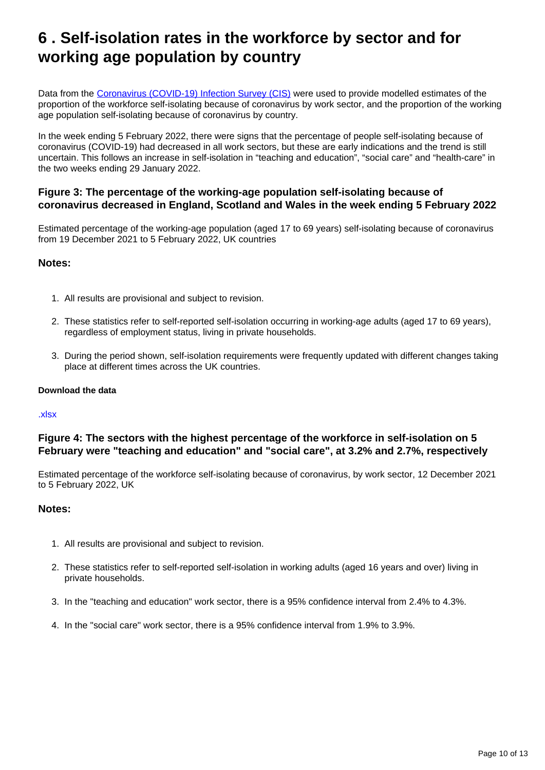# 6 . Self-isolation rates in the workforce by sector and for working age population by country

Data from the Coronavirus (COVID-19) Infection Survey (CIS) were used to provide modelled estimates of the proportion of the workforce self-isolating because of coronavirus by work sector, and the proportion of the working age population self-isolating because of coronavirus by country.

In the week ending 5 February 2022, there were signs that the percentage of people self-isolating because of coronavirus (COVID-19) had decreased in all work sectors, but these are early indications and the trend is still uncertain. This follows an increase in self-isolation in "teaching and education", "social care" and "health-care" in the two weeks ending 29 January 2022.

### Figure 3: The percentage of the working-age population self-isolating because of coronavirus decreased in England, Scotland and Wales in the week ending 5 February 2022

Estimated percentage of the working-age population (aged 17 to 69 years) self-isolating because of coronavirus from 19 December 2021 to 5 February 2022, UK countries

### Notes:

1. All results are provisional and subject to revision.
2. These statistics refer to self-reported self-isolation occurring in working-age adults (aged 17 to 69 years), regardless of employment status, living in private households.
3. During the period shown, self-isolation requirements were frequently updated with different changes taking place at different times across the UK countries.

**Download the data**

.xlsx

### Figure 4: The sectors with the highest percentage of the workforce in self-isolation on 5 February were "teaching and education" and "social care", at 3.2% and 2.7%, respectively

Estimated percentage of the workforce self-isolating because of coronavirus, by work sector, 12 December 2021 to 5 February 2022, UK

### Notes:

1. All results are provisional and subject to revision.
2. These statistics refer to self-reported self-isolation in working adults (aged 16 years and over) living in private households.
3. In the "teaching and education" work sector, there is a 95% confidence interval from 2.4% to 4.3%.
4. In the "social care" work sector, there is a 95% confidence interval from 1.9% to 3.9%.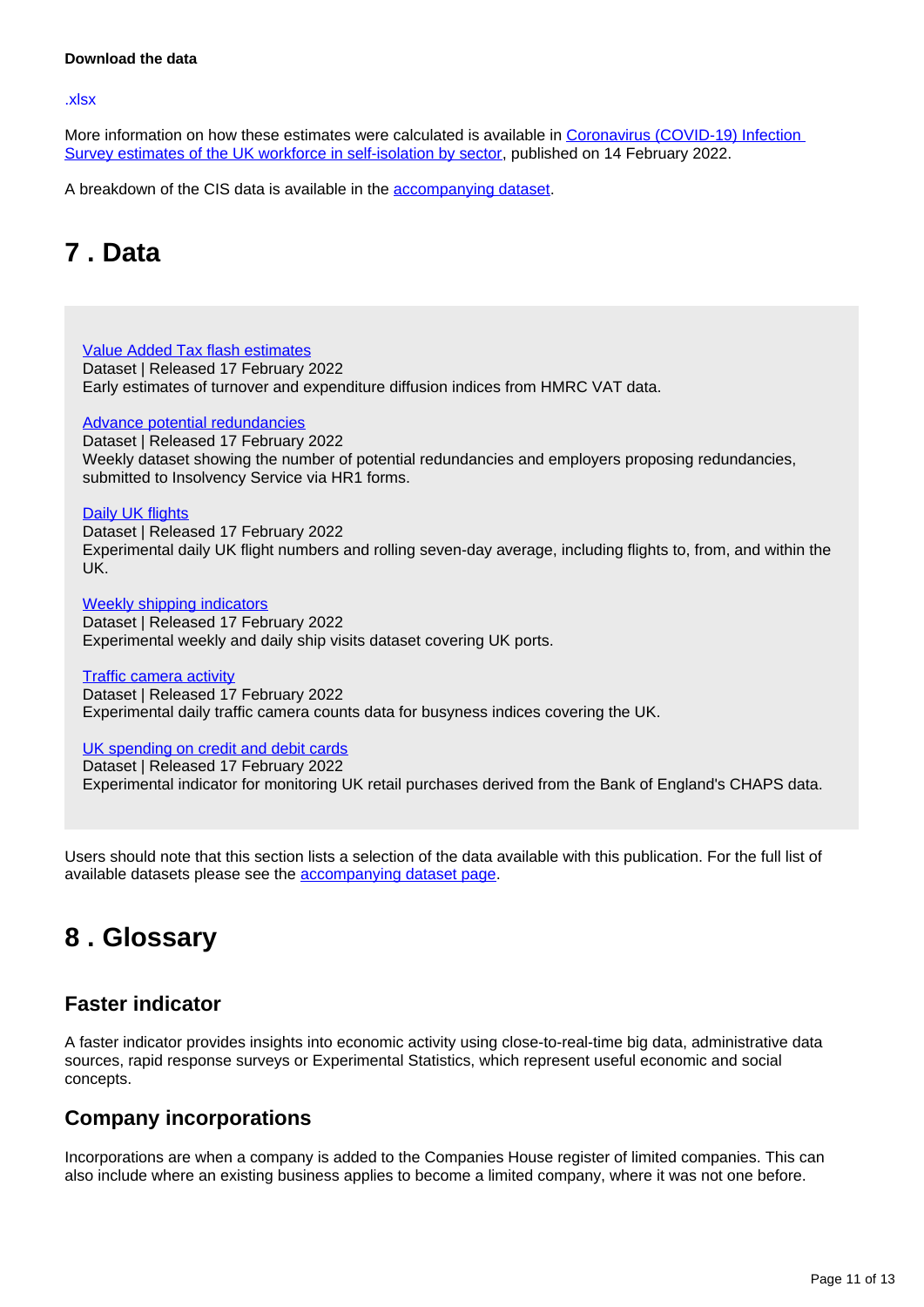**Download the data**

.xlsx

More information on how these estimates were calculated is available in Coronavirus (COVID-19) Infection Survey estimates of the UK workforce in self-isolation by sector, published on 14 February 2022.

A breakdown of the CIS data is available in the accompanying dataset.

# 7 . Data

Value Added Tax flash estimates
Dataset | Released 17 February 2022
Early estimates of turnover and expenditure diffusion indices from HMRC VAT data.

Advance potential redundancies
Dataset | Released 17 February 2022
Weekly dataset showing the number of potential redundancies and employers proposing redundancies, submitted to Insolvency Service via HR1 forms.

Daily UK flights
Dataset | Released 17 February 2022
Experimental daily UK flight numbers and rolling seven-day average, including flights to, from, and within the UK.

Weekly shipping indicators
Dataset | Released 17 February 2022
Experimental weekly and daily ship visits dataset covering UK ports.

Traffic camera activity
Dataset | Released 17 February 2022
Experimental daily traffic camera counts data for busyness indices covering the UK.

UK spending on credit and debit cards
Dataset | Released 17 February 2022
Experimental indicator for monitoring UK retail purchases derived from the Bank of England's CHAPS data.

Users should note that this section lists a selection of the data available with this publication. For the full list of available datasets please see the accompanying dataset page.

# 8 . Glossary

## Faster indicator

A faster indicator provides insights into economic activity using close-to-real-time big data, administrative data sources, rapid response surveys or Experimental Statistics, which represent useful economic and social concepts.

## Company incorporations

Incorporations are when a company is added to the Companies House register of limited companies. This can also include where an existing business applies to become a limited company, where it was not one before.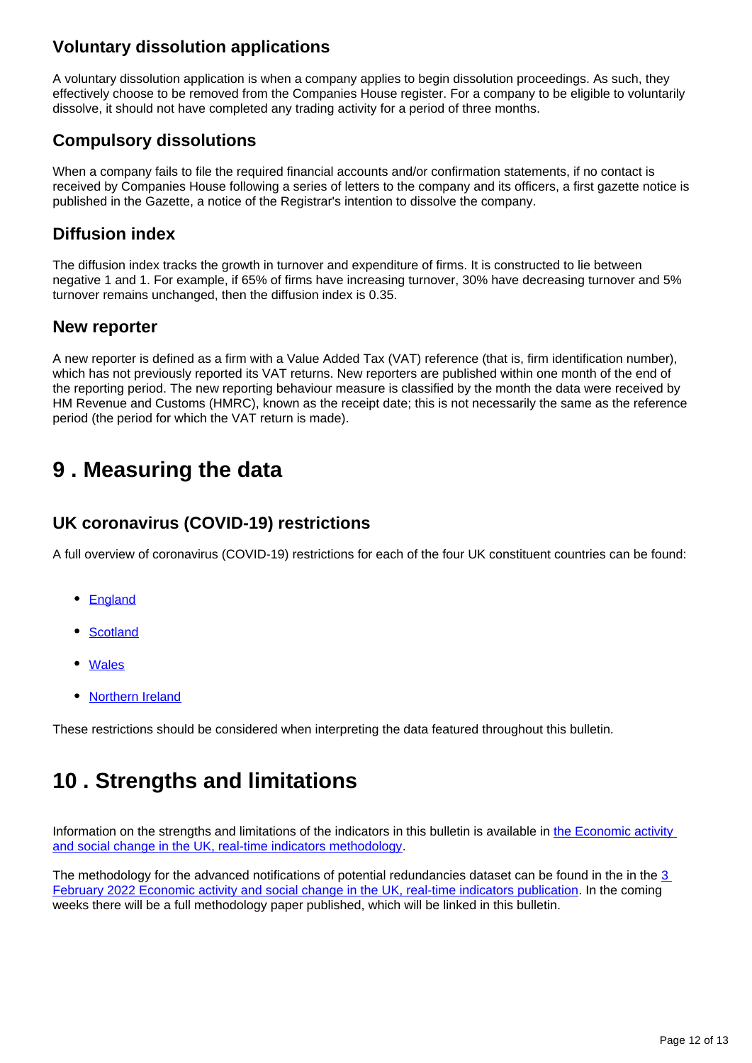### Voluntary dissolution applications

A voluntary dissolution application is when a company applies to begin dissolution proceedings. As such, they effectively choose to be removed from the Companies House register. For a company to be eligible to voluntarily dissolve, it should not have completed any trading activity for a period of three months.

### Compulsory dissolutions

When a company fails to file the required financial accounts and/or confirmation statements, if no contact is received by Companies House following a series of letters to the company and its officers, a first gazette notice is published in the Gazette, a notice of the Registrar's intention to dissolve the company.

### Diffusion index

The diffusion index tracks the growth in turnover and expenditure of firms. It is constructed to lie between negative 1 and 1. For example, if 65% of firms have increasing turnover, 30% have decreasing turnover and 5% turnover remains unchanged, then the diffusion index is 0.35.

### New reporter

A new reporter is defined as a firm with a Value Added Tax (VAT) reference (that is, firm identification number), which has not previously reported its VAT returns. New reporters are published within one month of the end of the reporting period. The new reporting behaviour measure is classified by the month the data were received by HM Revenue and Customs (HMRC), known as the receipt date; this is not necessarily the same as the reference period (the period for which the VAT return is made).

## 9 . Measuring the data

### UK coronavirus (COVID-19) restrictions

A full overview of coronavirus (COVID-19) restrictions for each of the four UK constituent countries can be found:

- England
- Scotland
- Wales
- Northern Ireland

These restrictions should be considered when interpreting the data featured throughout this bulletin.

## 10 . Strengths and limitations

Information on the strengths and limitations of the indicators in this bulletin is available in the Economic activity and social change in the UK, real-time indicators methodology.

The methodology for the advanced notifications of potential redundancies dataset can be found in the in the 3 February 2022 Economic activity and social change in the UK, real-time indicators publication. In the coming weeks there will be a full methodology paper published, which will be linked in this bulletin.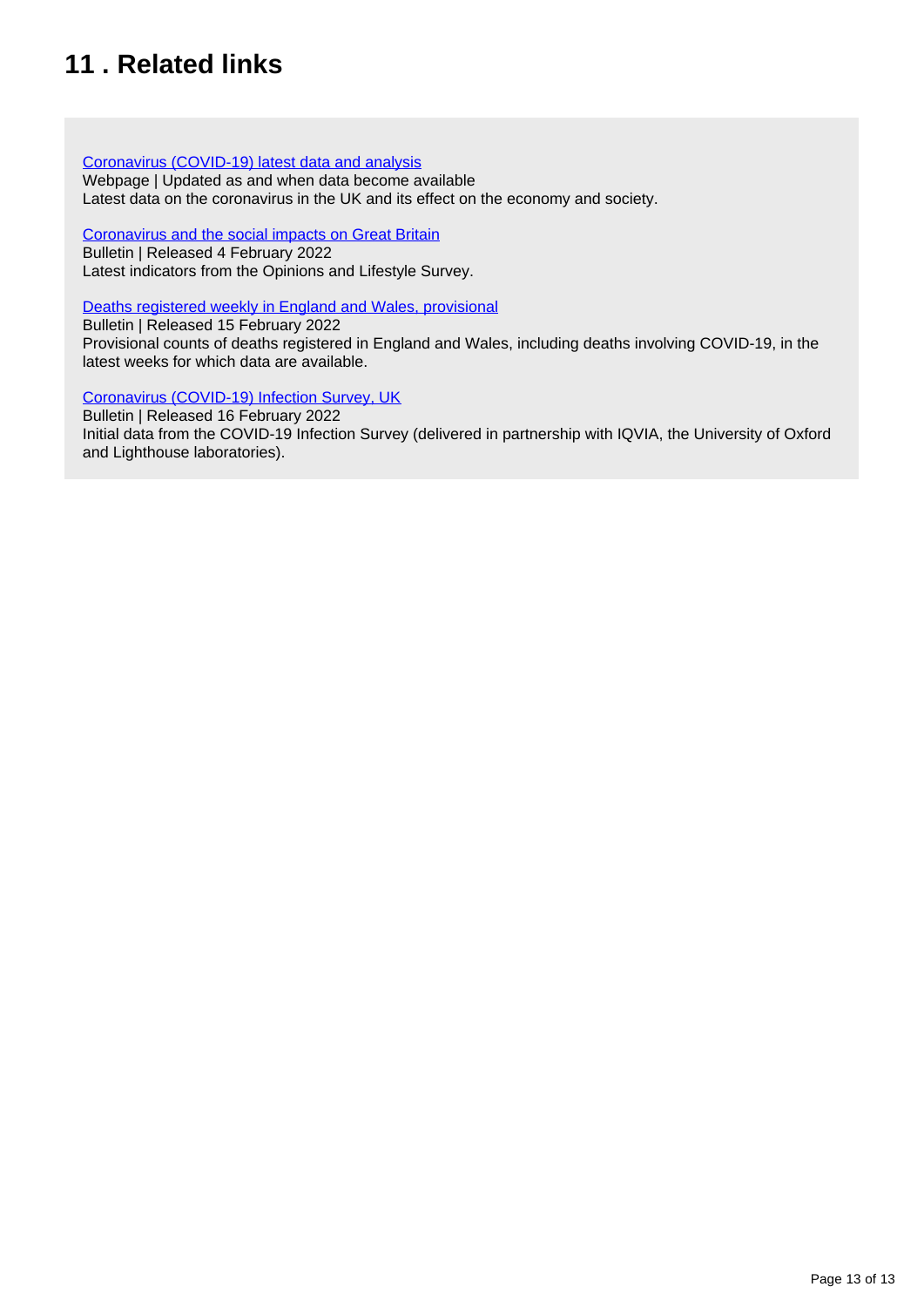## 11 . Related links

[Coronavirus (COVID-19) latest data and analysis]
Webpage | Updated as and when data become available
Latest data on the coronavirus in the UK and its effect on the economy and society.

[Coronavirus and the social impacts on Great Britain]
Bulletin | Released 4 February 2022
Latest indicators from the Opinions and Lifestyle Survey.

[Deaths registered weekly in England and Wales, provisional]
Bulletin | Released 15 February 2022
Provisional counts of deaths registered in England and Wales, including deaths involving COVID-19, in the latest weeks for which data are available.

[Coronavirus (COVID-19) Infection Survey, UK]
Bulletin | Released 16 February 2022
Initial data from the COVID-19 Infection Survey (delivered in partnership with IQVIA, the University of Oxford and Lighthouse laboratories).